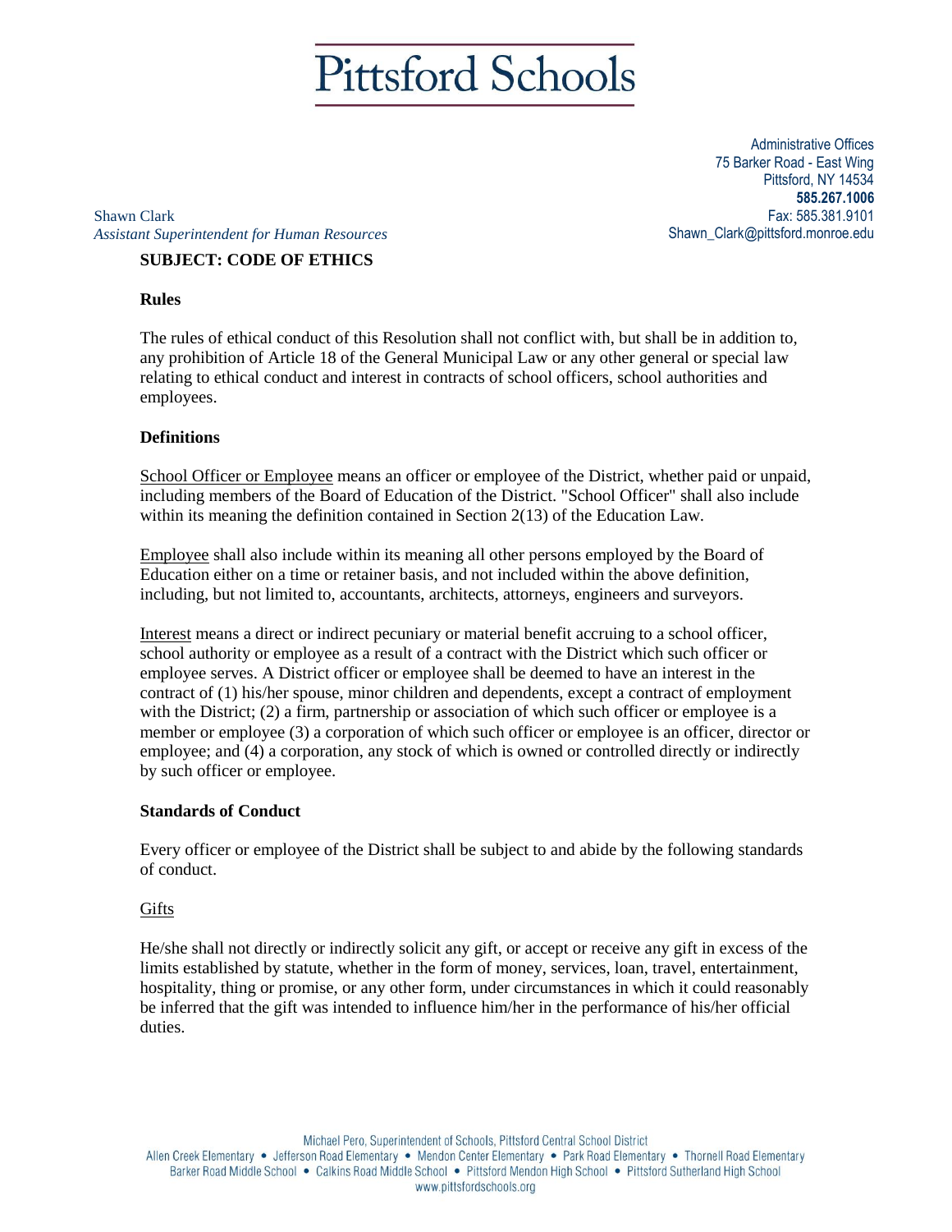# Pittsford Schools

Administrative Offices
75 Barker Road - East Wing
Pittsford, NY 14534
**585.267.1006**
Fax: 585.381.9101
Shawn_Clark@pittsford.monroe.edu

Shawn Clark
*Assistant Superintendent for Human Resources*

**SUBJECT: CODE OF ETHICS**

**Rules**

The rules of ethical conduct of this Resolution shall not conflict with, but shall be in addition to, any prohibition of Article 18 of the General Municipal Law or any other general or special law relating to ethical conduct and interest in contracts of school officers, school authorities and employees.

**Definitions**

School Officer or Employee means an officer or employee of the District, whether paid or unpaid, including members of the Board of Education of the District. "School Officer" shall also include within its meaning the definition contained in Section 2(13) of the Education Law.

Employee shall also include within its meaning all other persons employed by the Board of Education either on a time or retainer basis, and not included within the above definition, including, but not limited to, accountants, architects, attorneys, engineers and surveyors.

Interest means a direct or indirect pecuniary or material benefit accruing to a school officer, school authority or employee as a result of a contract with the District which such officer or employee serves. A District officer or employee shall be deemed to have an interest in the contract of (1) his/her spouse, minor children and dependents, except a contract of employment with the District; (2) a firm, partnership or association of which such officer or employee is a member or employee (3) a corporation of which such officer or employee is an officer, director or employee; and (4) a corporation, any stock of which is owned or controlled directly or indirectly by such officer or employee.

**Standards of Conduct**

Every officer or employee of the District shall be subject to and abide by the following standards of conduct.

Gifts

He/she shall not directly or indirectly solicit any gift, or accept or receive any gift in excess of the limits established by statute, whether in the form of money, services, loan, travel, entertainment, hospitality, thing or promise, or any other form, under circumstances in which it could reasonably be inferred that the gift was intended to influence him/her in the performance of his/her official duties.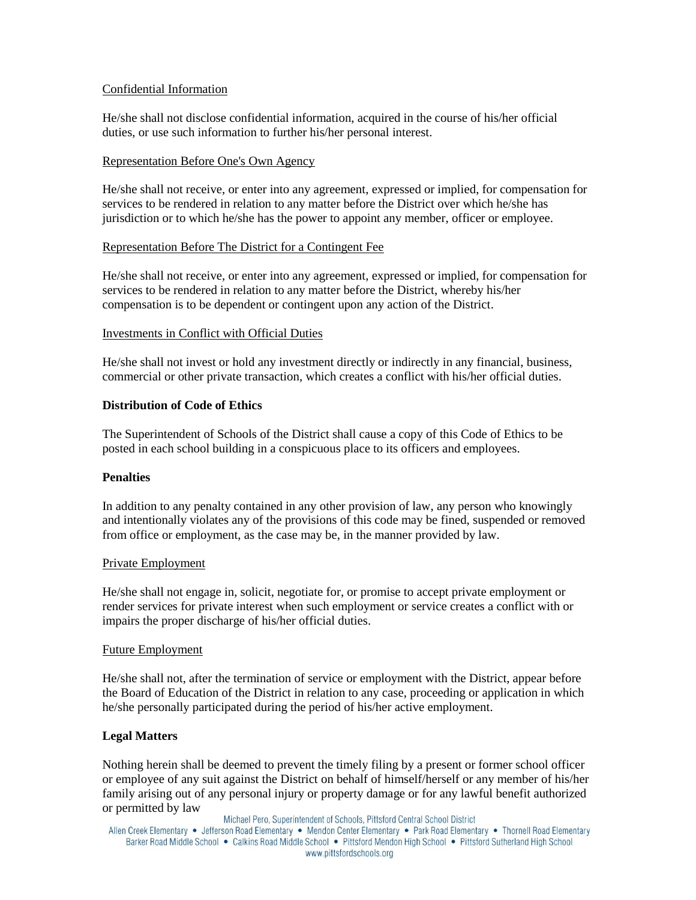Confidential Information

He/she shall not disclose confidential information, acquired in the course of his/her official duties, or use such information to further his/her personal interest.

Representation Before One's Own Agency

He/she shall not receive, or enter into any agreement, expressed or implied, for compensation for services to be rendered in relation to any matter before the District over which he/she has jurisdiction or to which he/she has the power to appoint any member, officer or employee.

Representation Before The District for a Contingent Fee

He/she shall not receive, or enter into any agreement, expressed or implied, for compensation for services to be rendered in relation to any matter before the District, whereby his/her compensation is to be dependent or contingent upon any action of the District.

Investments in Conflict with Official Duties

He/she shall not invest or hold any investment directly or indirectly in any financial, business, commercial or other private transaction, which creates a conflict with his/her official duties.

**Distribution of Code of Ethics**

The Superintendent of Schools of the District shall cause a copy of this Code of Ethics to be posted in each school building in a conspicuous place to its officers and employees.

**Penalties**

In addition to any penalty contained in any other provision of law, any person who knowingly and intentionally violates any of the provisions of this code may be fined, suspended or removed from office or employment, as the case may be, in the manner provided by law.

Private Employment

He/she shall not engage in, solicit, negotiate for, or promise to accept private employment or render services for private interest when such employment or service creates a conflict with or impairs the proper discharge of his/her official duties.

Future Employment

He/she shall not, after the termination of service or employment with the District, appear before the Board of Education of the District in relation to any case, proceeding or application in which he/she personally participated during the period of his/her active employment.

**Legal Matters**

Nothing herein shall be deemed to prevent the timely filing by a present or former school officer or employee of any suit against the District on behalf of himself/herself or any member of his/her family arising out of any personal injury or property damage or for any lawful benefit authorized or permitted by law